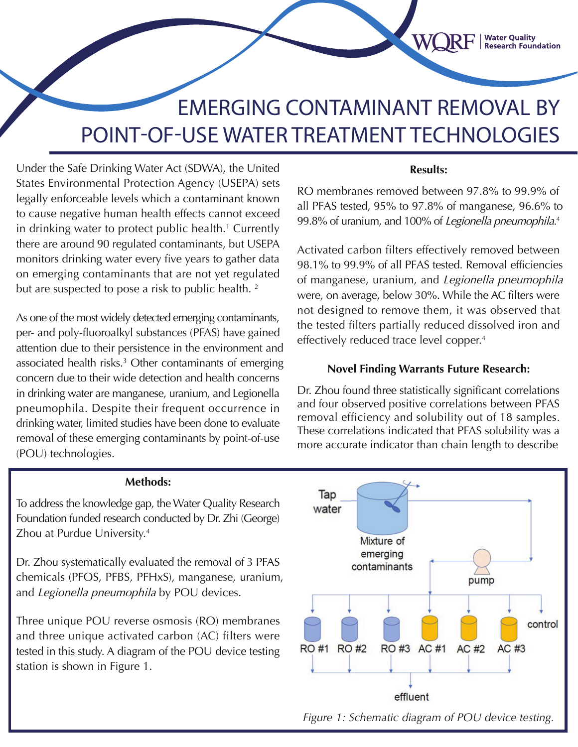# EMERGING CONTAMINANT REMOVAL BY POINT-OF-USE WATER TREATMENT TECHNOLOGIES

Under the Safe Drinking Water Act (SDWA), the United States Environmental Protection Agency (USEPA) sets legally enforceable levels which a contaminant known to cause negative human health effects cannot exceed in drinking water to protect public health.[1] Currently there are around 90 regulated contaminants, but USEPA monitors drinking water every five years to gather data on emerging contaminants that are not yet regulated but are suspected to pose a risk to public health. [2]

As one of the most widely detected emerging contaminants, per- and poly-fluoroalkyl substances (PFAS) have gained attention due to their persistence in the environment and associated health risks.[3] Other contaminants of emerging concern due to their wide detection and health concerns in drinking water are manganese, uranium, and Legionella pneumophila. Despite their frequent occurrence in drinking water, limited studies have been done to evaluate removal of these emerging contaminants by point-of-use (POU) technologies.

**Results:**

RO membranes removed between 97.8% to 99.9% of all PFAS tested, 95% to 97.8% of manganese, 96.6% to 99.8% of uranium, and 100% of *Legionella pneumophila*.[4]

Activated carbon filters effectively removed between 98.1% to 99.9% of all PFAS tested. Removal efficiencies of manganese, uranium, and *Legionella pneumophila* were, on average, below 30%. While the AC filters were not designed to remove them, it was observed that the tested filters partially reduced dissolved iron and effectively reduced trace level copper.[4]

**Novel Finding Warrants Future Research:**

Dr. Zhou found three statistically significant correlations and four observed positive correlations between PFAS removal efficiency and solubility out of 18 samples. These correlations indicated that PFAS solubility was a more accurate indicator than chain length to describe

**Methods:**

To address the knowledge gap, the Water Quality Research Foundation funded research conducted by Dr. Zhi (George) Zhou at Purdue University.[4]

Dr. Zhou systematically evaluated the removal of 3 PFAS chemicals (PFOS, PFBS, PFHxS), manganese, uranium, and *Legionella pneumophila* by POU devices.

Three unique POU reverse osmosis (RO) membranes and three unique activated carbon (AC) filters were tested in this study. A diagram of the POU device testing station is shown in Figure 1.

*Figure 1: Schematic diagram of POU device testing.*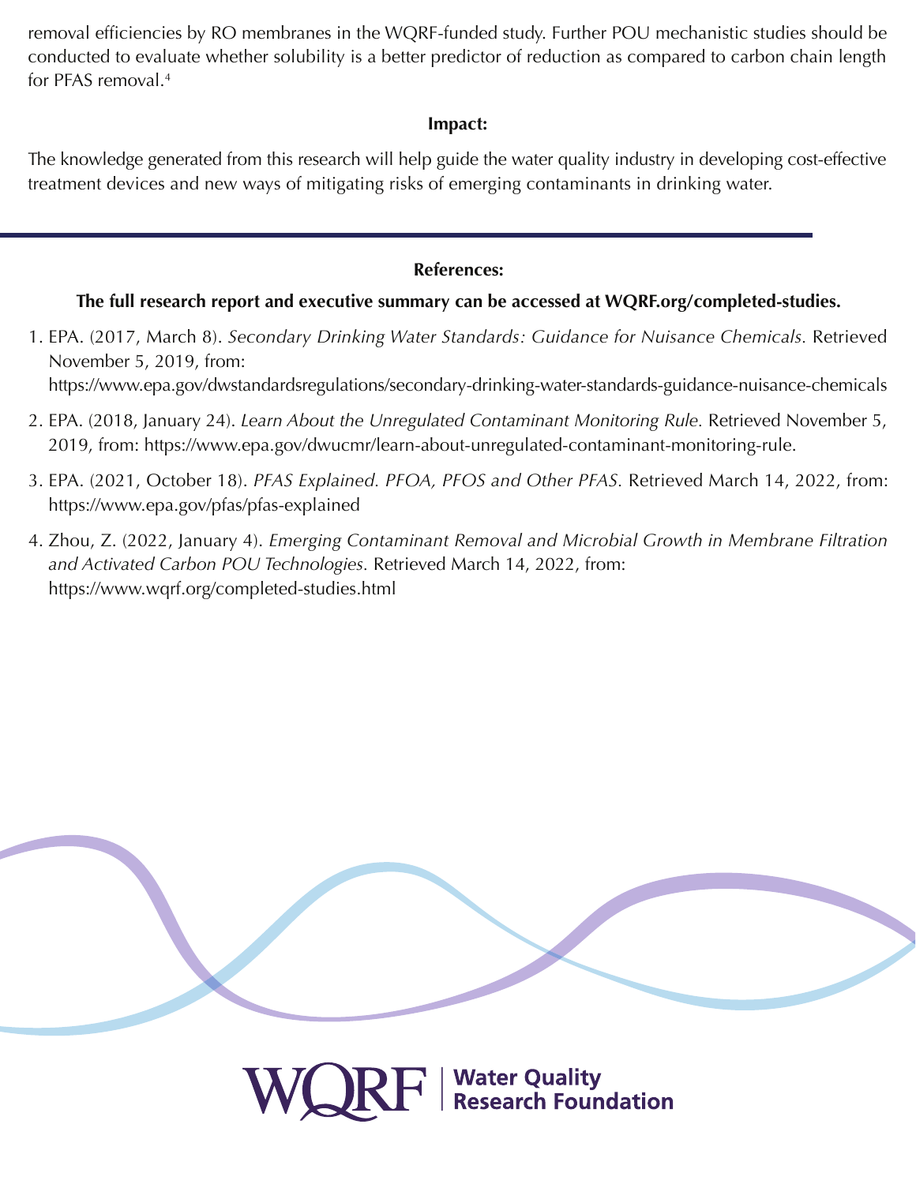removal efficiencies by RO membranes in the WQRF-funded study. Further POU mechanistic studies should be conducted to evaluate whether solubility is a better predictor of reduction as compared to carbon chain length for PFAS removal.[4]

**Impact:**

The knowledge generated from this research will help guide the water quality industry in developing cost-effective treatment devices and new ways of mitigating risks of emerging contaminants in drinking water.

---

**References:**

**The full research report and executive summary can be accessed at WQRF.org/completed-studies.**

1. EPA. (2017, March 8). *Secondary Drinking Water Standards: Guidance for Nuisance Chemicals.* Retrieved November 5, 2019, from: https://www.epa.gov/dwstandardsregulations/secondary-drinking-water-standards-guidance-nuisance-chemicals
2. EPA. (2018, January 24). *Learn About the Unregulated Contaminant Monitoring Rule.* Retrieved November 5, 2019, from: https://www.epa.gov/dwucmr/learn-about-unregulated-contaminant-monitoring-rule.
3. EPA. (2021, October 18). *PFAS Explained. PFOA, PFOS and Other PFAS.* Retrieved March 14, 2022, from: https://www.epa.gov/pfas/pfas-explained
4. Zhou, Z. (2022, January 4). *Emerging Contaminant Removal and Microbial Growth in Membrane Filtration and Activated Carbon POU Technologies.* Retrieved March 14, 2022, from: https://www.wqrf.org/completed-studies.html

WQRF | Water Quality Research Foundation